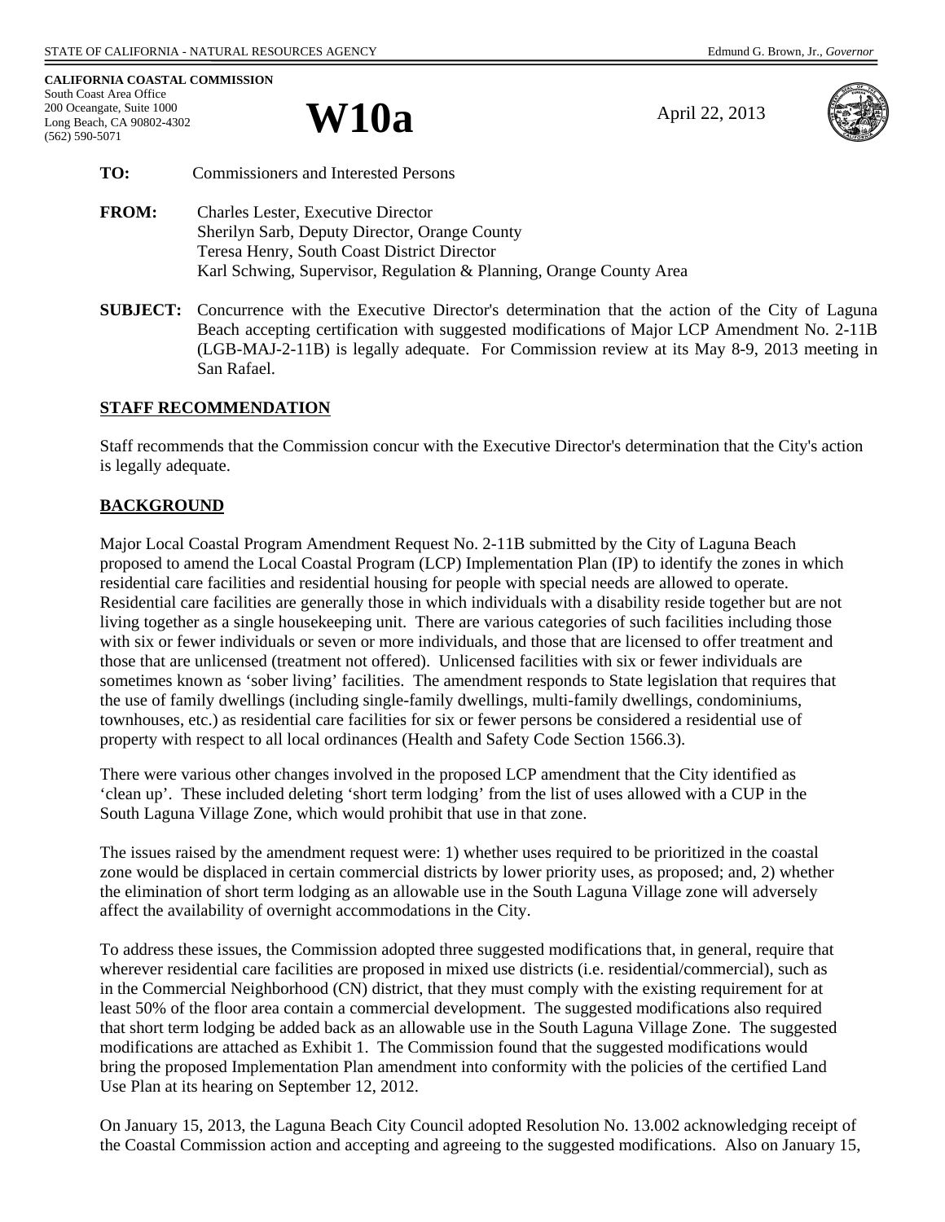STATE OF CALIFORNIA - NATURAL RESOURCES AGENCY

Edmund G. Brown, Jr., *Governor*

**CALIFORNIA COASTAL COMMISSION**
South Coast Area Office
200 Oceangate, Suite 1000
Long Beach, CA 90802-4302
(562) 590-5071

# W10a

April 22, 2013

**TO:** Commissioners and Interested Persons

**FROM:** Charles Lester, Executive Director
Sherilyn Sarb, Deputy Director, Orange County
Teresa Henry, South Coast District Director
Karl Schwing, Supervisor, Regulation & Planning, Orange County Area

**SUBJECT:** Concurrence with the Executive Director's determination that the action of the City of Laguna Beach accepting certification with suggested modifications of Major LCP Amendment No. 2-11B (LGB-MAJ-2-11B) is legally adequate. For Commission review at its May 8-9, 2013 meeting in San Rafael.

## STAFF RECOMMENDATION

Staff recommends that the Commission concur with the Executive Director's determination that the City's action is legally adequate.

## BACKGROUND

Major Local Coastal Program Amendment Request No. 2-11B submitted by the City of Laguna Beach proposed to amend the Local Coastal Program (LCP) Implementation Plan (IP) to identify the zones in which residential care facilities and residential housing for people with special needs are allowed to operate. Residential care facilities are generally those in which individuals with a disability reside together but are not living together as a single housekeeping unit. There are various categories of such facilities including those with six or fewer individuals or seven or more individuals, and those that are licensed to offer treatment and those that are unlicensed (treatment not offered). Unlicensed facilities with six or fewer individuals are sometimes known as 'sober living' facilities. The amendment responds to State legislation that requires that the use of family dwellings (including single-family dwellings, multi-family dwellings, condominiums, townhouses, etc.) as residential care facilities for six or fewer persons be considered a residential use of property with respect to all local ordinances (Health and Safety Code Section 1566.3).

There were various other changes involved in the proposed LCP amendment that the City identified as 'clean up'. These included deleting 'short term lodging' from the list of uses allowed with a CUP in the South Laguna Village Zone, which would prohibit that use in that zone.

The issues raised by the amendment request were: 1) whether uses required to be prioritized in the coastal zone would be displaced in certain commercial districts by lower priority uses, as proposed; and, 2) whether the elimination of short term lodging as an allowable use in the South Laguna Village zone will adversely affect the availability of overnight accommodations in the City.

To address these issues, the Commission adopted three suggested modifications that, in general, require that wherever residential care facilities are proposed in mixed use districts (i.e. residential/commercial), such as in the Commercial Neighborhood (CN) district, that they must comply with the existing requirement for at least 50% of the floor area contain a commercial development. The suggested modifications also required that short term lodging be added back as an allowable use in the South Laguna Village Zone. The suggested modifications are attached as Exhibit 1. The Commission found that the suggested modifications would bring the proposed Implementation Plan amendment into conformity with the policies of the certified Land Use Plan at its hearing on September 12, 2012.

On January 15, 2013, the Laguna Beach City Council adopted Resolution No. 13.002 acknowledging receipt of the Coastal Commission action and accepting and agreeing to the suggested modifications. Also on January 15,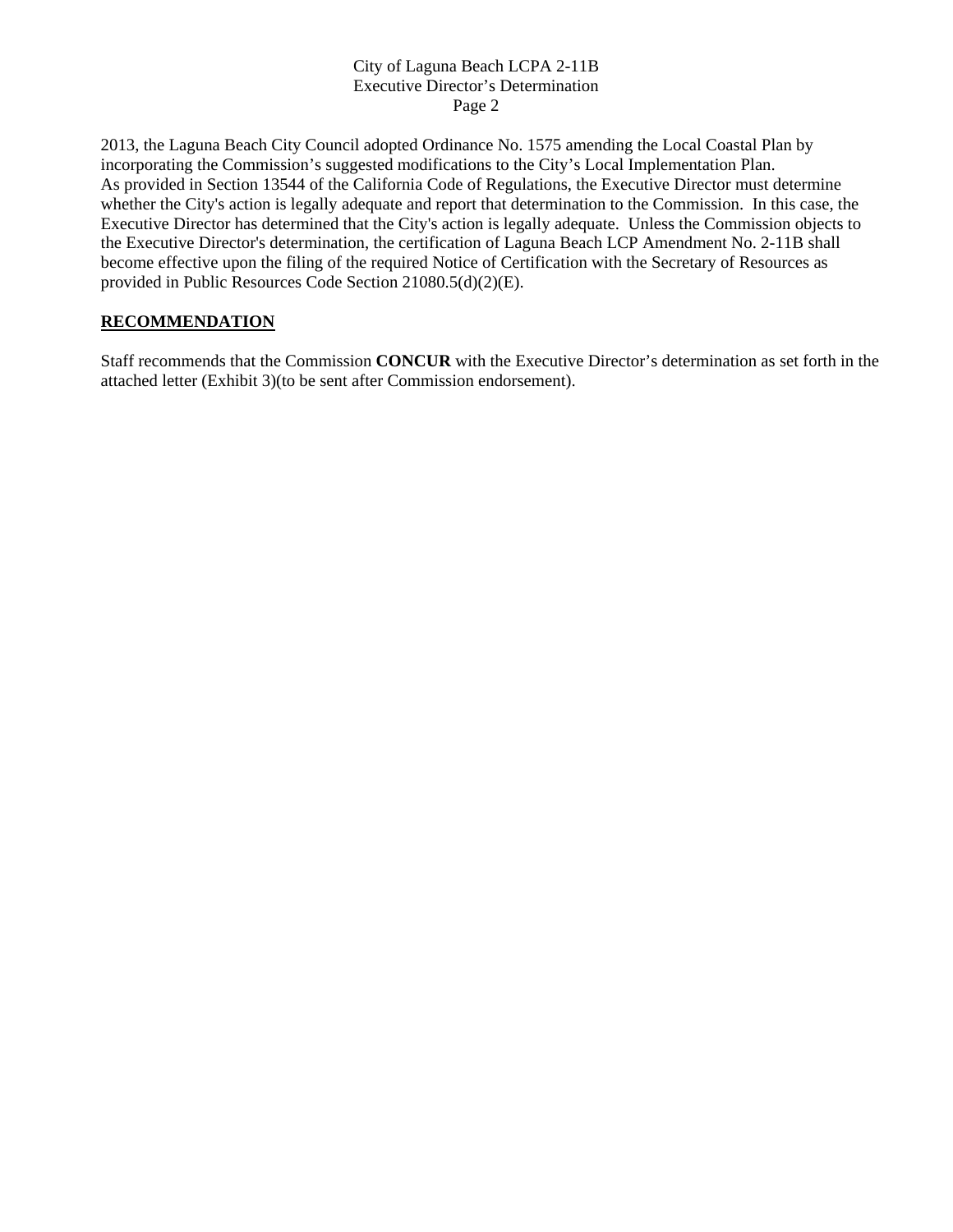2013, the Laguna Beach City Council adopted Ordinance No. 1575 amending the Local Coastal Plan by incorporating the Commission's suggested modifications to the City's Local Implementation Plan. As provided in Section 13544 of the California Code of Regulations, the Executive Director must determine whether the City's action is legally adequate and report that determination to the Commission. In this case, the Executive Director has determined that the City's action is legally adequate. Unless the Commission objects to the Executive Director's determination, the certification of Laguna Beach LCP Amendment No. 2-11B shall become effective upon the filing of the required Notice of Certification with the Secretary of Resources as provided in Public Resources Code Section 21080.5(d)(2)(E).

## RECOMMENDATION

Staff recommends that the Commission **CONCUR** with the Executive Director's determination as set forth in the attached letter (Exhibit 3)(to be sent after Commission endorsement).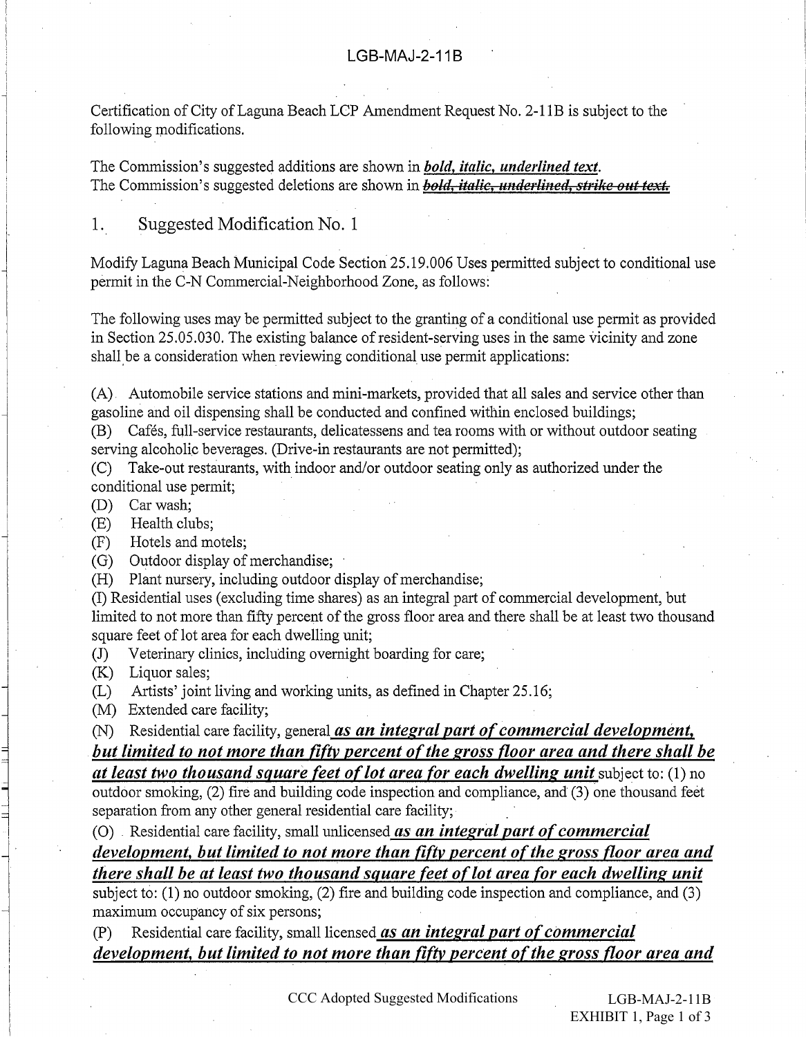LGB-MAJ-2-11B

Certification of City of Laguna Beach LCP Amendment Request No. 2-11B is subject to the following modifications.

The Commission's suggested additions are shown in <u>***bold, italic, underlined text***</u>.
The Commission's suggested deletions are shown in <u>***~~bold, italic, underlined, strike out text.~~***</u>

## 1. Suggested Modification No. 1

Modify Laguna Beach Municipal Code Section 25.19.006 Uses permitted subject to conditional use permit in the C-N Commercial-Neighborhood Zone, as follows:

The following uses may be permitted subject to the granting of a conditional use permit as provided in Section 25.05.030. The existing balance of resident-serving uses in the same vicinity and zone shall be a consideration when reviewing conditional use permit applications:

(A) Automobile service stations and mini-markets, provided that all sales and service other than gasoline and oil dispensing shall be conducted and confined within enclosed buildings;
(B) Cafés, full-service restaurants, delicatessens and tea rooms with or without outdoor seating serving alcoholic beverages. (Drive-in restaurants are not permitted);
(C) Take-out restaurants, with indoor and/or outdoor seating only as authorized under the conditional use permit;
(D) Car wash;
(E) Health clubs;
(F) Hotels and motels;
(G) Outdoor display of merchandise;
(H) Plant nursery, including outdoor display of merchandise;
(I) Residential uses (excluding time shares) as an integral part of commercial development, but limited to not more than fifty percent of the gross floor area and there shall be at least two thousand square feet of lot area for each dwelling unit;
(J) Veterinary clinics, including overnight boarding for care;
(K) Liquor sales;
(L) Artists' joint living and working units, as defined in Chapter 25.16;
(M) Extended care facility;
(N) Residential care facility, general <u>***as an integral part of commercial development, but limited to not more than fifty percent of the gross floor area and there shall be at least two thousand square feet of lot area for each dwelling unit***</u> subject to: (1) no outdoor smoking, (2) fire and building code inspection and compliance, and (3) one thousand feet separation from any other general residential care facility;
(O) Residential care facility, small unlicensed <u>***as an integral part of commercial development, but limited to not more than fifty percent of the gross floor area and there shall be at least two thousand square feet of lot area for each dwelling unit***</u> subject to: (1) no outdoor smoking, (2) fire and building code inspection and compliance, and (3) maximum occupancy of six persons;
(P) Residential care facility, small licensed <u>***as an integral part of commercial development, but limited to not more than fifty percent of the gross floor area and***</u>

CCC Adopted Suggested Modifications

LGB-MAJ-2-11B
EXHIBIT 1, Page 1 of 3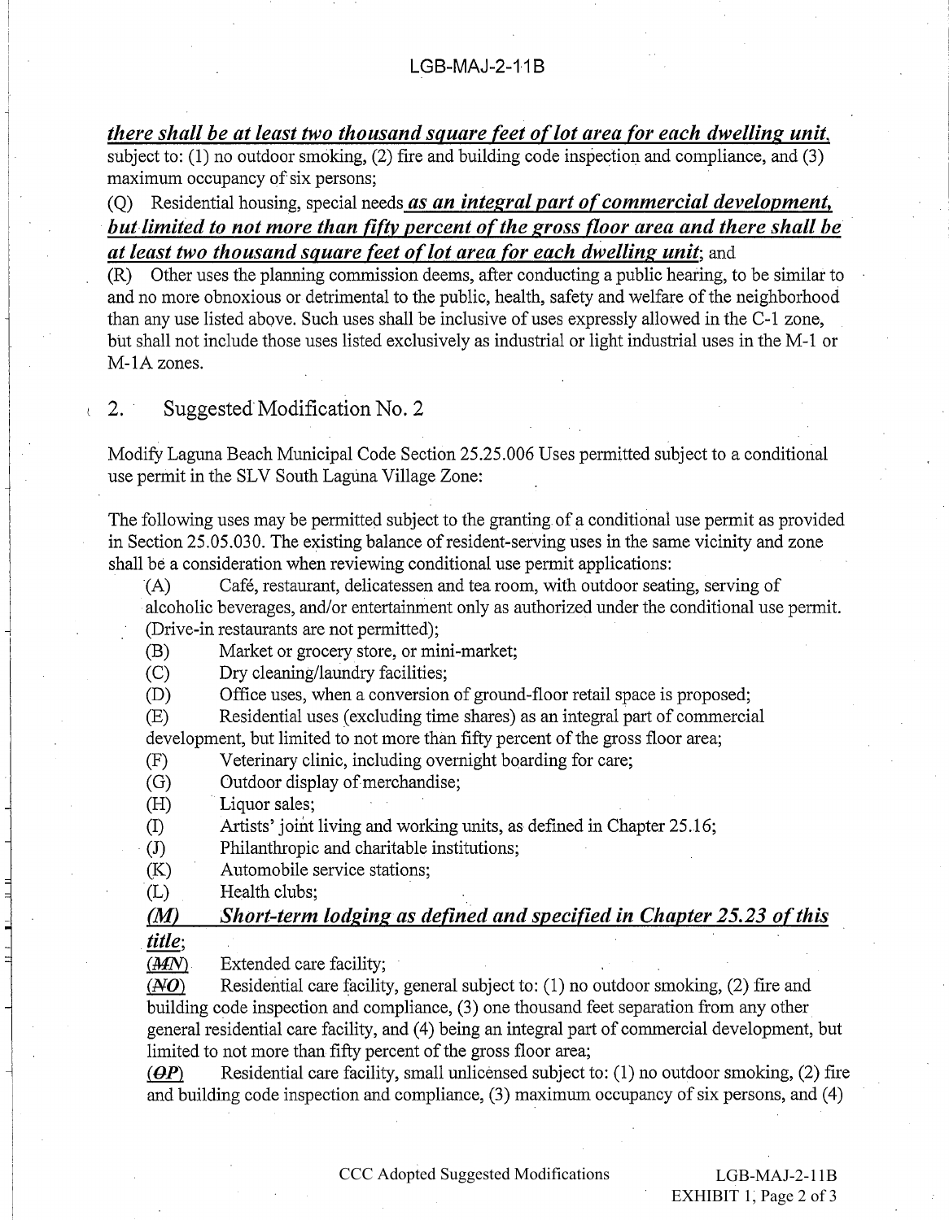***<u>there shall be at least two thousand square feet of lot area for each dwelling unit,</u>*** subject to: (1) no outdoor smoking, (2) fire and building code inspection and compliance, and (3) maximum occupancy of six persons;

(Q) Residential housing, special needs ***<u>as an integral part of commercial development, but limited to not more than fifty percent of the gross floor area and there shall be at least two thousand square feet of lot area for each dwelling unit</u>***; and

(R) Other uses the planning commission deems, after conducting a public hearing, to be similar to and no more obnoxious or detrimental to the public, health, safety and welfare of the neighborhood than any use listed above. Such uses shall be inclusive of uses expressly allowed in the C-1 zone, but shall not include those uses listed exclusively as industrial or light industrial uses in the M-1 or M-1A zones.

## 2. Suggested Modification No. 2

Modify Laguna Beach Municipal Code Section 25.25.006 Uses permitted subject to a conditional use permit in the SLV South Laguna Village Zone:

The following uses may be permitted subject to the granting of a conditional use permit as provided in Section 25.05.030. The existing balance of resident-serving uses in the same vicinity and zone shall be a consideration when reviewing conditional use permit applications:

(A) Café, restaurant, delicatessen and tea room, with outdoor seating, serving of alcoholic beverages, and/or entertainment only as authorized under the conditional use permit. (Drive-in restaurants are not permitted);

(B) Market or grocery store, or mini-market;

(C) Dry cleaning/laundry facilities;

(D) Office uses, when a conversion of ground-floor retail space is proposed;

(E) Residential uses (excluding time shares) as an integral part of commercial development, but limited to not more than fifty percent of the gross floor area;

(F) Veterinary clinic, including overnight boarding for care;

(G) Outdoor display of merchandise;

(H) Liquor sales;

(I) Artists' joint living and working units, as defined in Chapter 25.16;

(J) Philanthropic and charitable institutions;

(K) Automobile service stations;

(L) Health clubs;

***<u>(M) Short-term lodging as defined and specified in Chapter 25.23 of this title</u>***;

<u>(~~M~~***N***)</u> Extended care facility;

<u>(~~N~~***O***)</u> Residential care facility, general subject to: (1) no outdoor smoking, (2) fire and building code inspection and compliance, (3) one thousand feet separation from any other general residential care facility, and (4) being an integral part of commercial development, but limited to not more than fifty percent of the gross floor area;

<u>(~~O~~***P***)</u> Residential care facility, small unlicensed subject to: (1) no outdoor smoking, (2) fire and building code inspection and compliance, (3) maximum occupancy of six persons, and (4)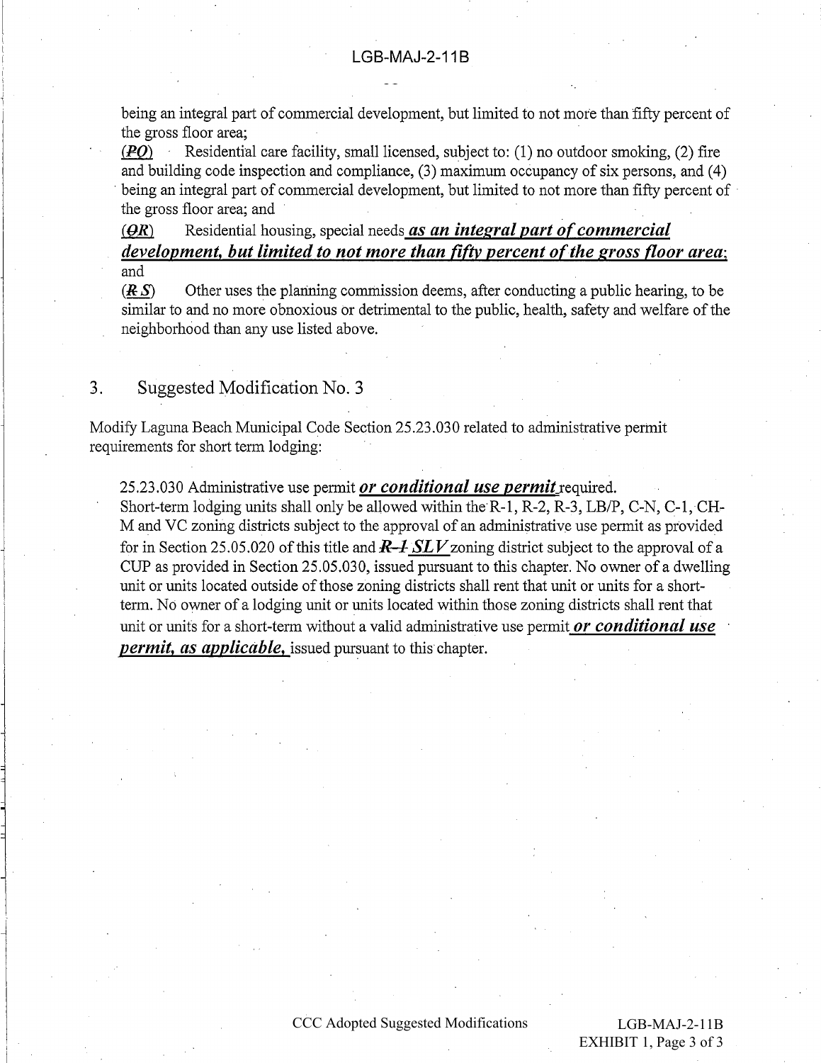being an integral part of commercial development, but limited to not more than fifty percent of the gross floor area;

(~~P~~Q) Residential care facility, small licensed, subject to: (1) no outdoor smoking, (2) fire and building code inspection and compliance, (3) maximum occupancy of six persons, and (4) being an integral part of commercial development, but limited to not more than fifty percent of the gross floor area; and

(~~Q~~R) Residential housing, special needs ***as an integral part of commercial development, but limited to not more than fifty percent of the gross floor area***; and

(~~R~~ S) Other uses the planning commission deems, after conducting a public hearing, to be similar to and no more obnoxious or detrimental to the public, health, safety and welfare of the neighborhood than any use listed above.

## 3. Suggested Modification No. 3

Modify Laguna Beach Municipal Code Section 25.23.030 related to administrative permit requirements for short term lodging:

> 25.23.030 Administrative use permit ***or conditional use permit*** required.
>
> Short-term lodging units shall only be allowed within the R-1, R-2, R-3, LB/P, C-N, C-1, CH-M and VC zoning districts subject to the approval of an administrative use permit as provided for in Section 25.05.020 of this title and ~~R-1~~ ***SLV*** zoning district subject to the approval of a CUP as provided in Section 25.05.030, issued pursuant to this chapter. No owner of a dwelling unit or units located outside of those zoning districts shall rent that unit or units for a short-term. No owner of a lodging unit or units located within those zoning districts shall rent that unit or units for a short-term without a valid administrative use permit ***or conditional use permit, as applicable,*** issued pursuant to this chapter.

CCC Adopted Suggested Modifications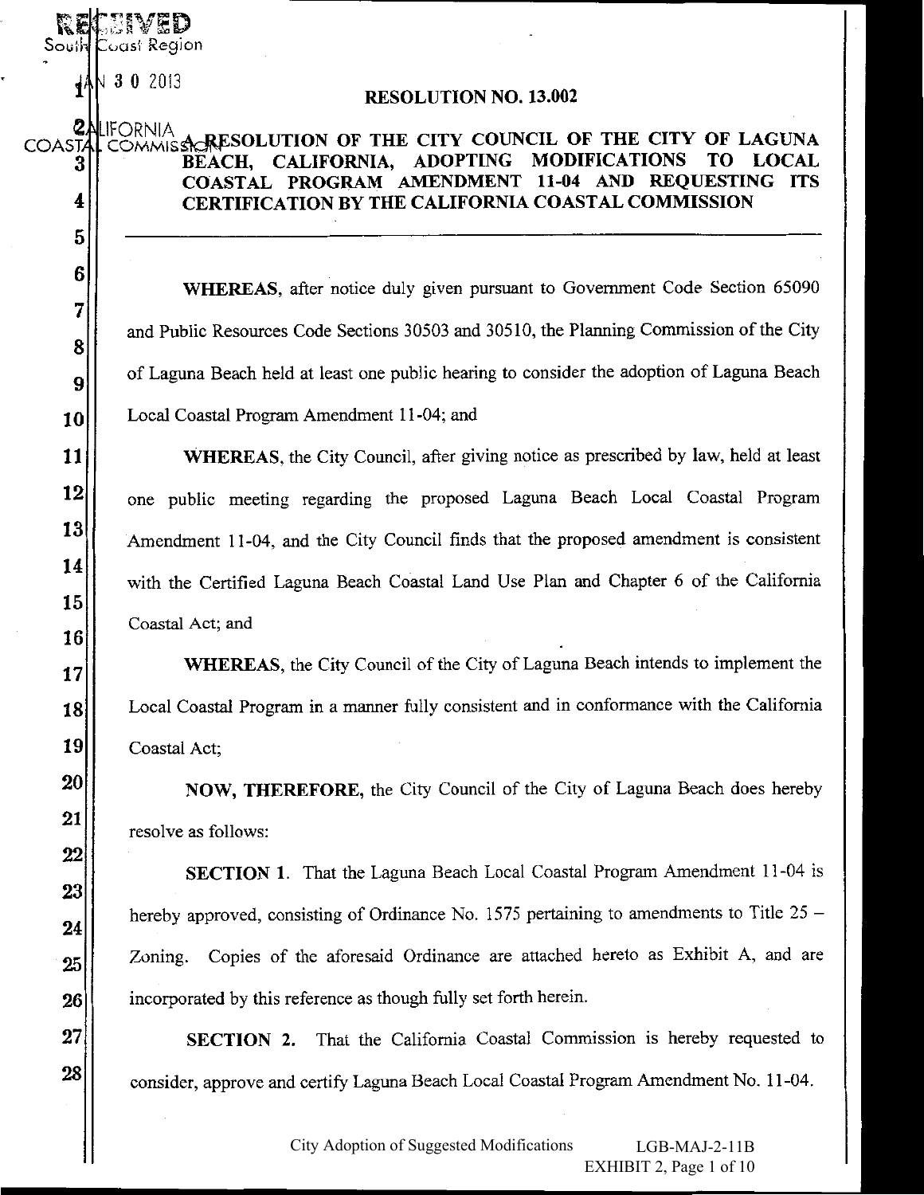RECEIVED
South Coast Region

JAN 3 0 2013

CALIFORNIA
COASTAL COMMISSION

# RESOLUTION NO. 13.002

**A RESOLUTION OF THE CITY COUNCIL OF THE CITY OF LAGUNA BEACH, CALIFORNIA, ADOPTING MODIFICATIONS TO LOCAL COASTAL PROGRAM AMENDMENT 11-04 AND REQUESTING ITS CERTIFICATION BY THE CALIFORNIA COASTAL COMMISSION**

---

**WHEREAS**, after notice duly given pursuant to Government Code Section 65090 and Public Resources Code Sections 30503 and 30510, the Planning Commission of the City of Laguna Beach held at least one public hearing to consider the adoption of Laguna Beach Local Coastal Program Amendment 11-04; and

**WHEREAS**, the City Council, after giving notice as prescribed by law, held at least one public meeting regarding the proposed Laguna Beach Local Coastal Program Amendment 11-04, and the City Council finds that the proposed amendment is consistent with the Certified Laguna Beach Coastal Land Use Plan and Chapter 6 of the California Coastal Act; and

**WHEREAS**, the City Council of the City of Laguna Beach intends to implement the Local Coastal Program in a manner fully consistent and in conformance with the California Coastal Act;

**NOW, THEREFORE,** the City Council of the City of Laguna Beach does hereby resolve as follows:

**SECTION 1.** That the Laguna Beach Local Coastal Program Amendment 11-04 is hereby approved, consisting of Ordinance No. 1575 pertaining to amendments to Title 25 – Zoning. Copies of the aforesaid Ordinance are attached hereto as Exhibit A, and are incorporated by this reference as though fully set forth herein.

**SECTION 2.** That the California Coastal Commission is hereby requested to consider, approve and certify Laguna Beach Local Coastal Program Amendment No. 11-04.

City Adoption of Suggested Modifications LGB-MAJ-2-11B
EXHIBIT 2, Page 1 of 10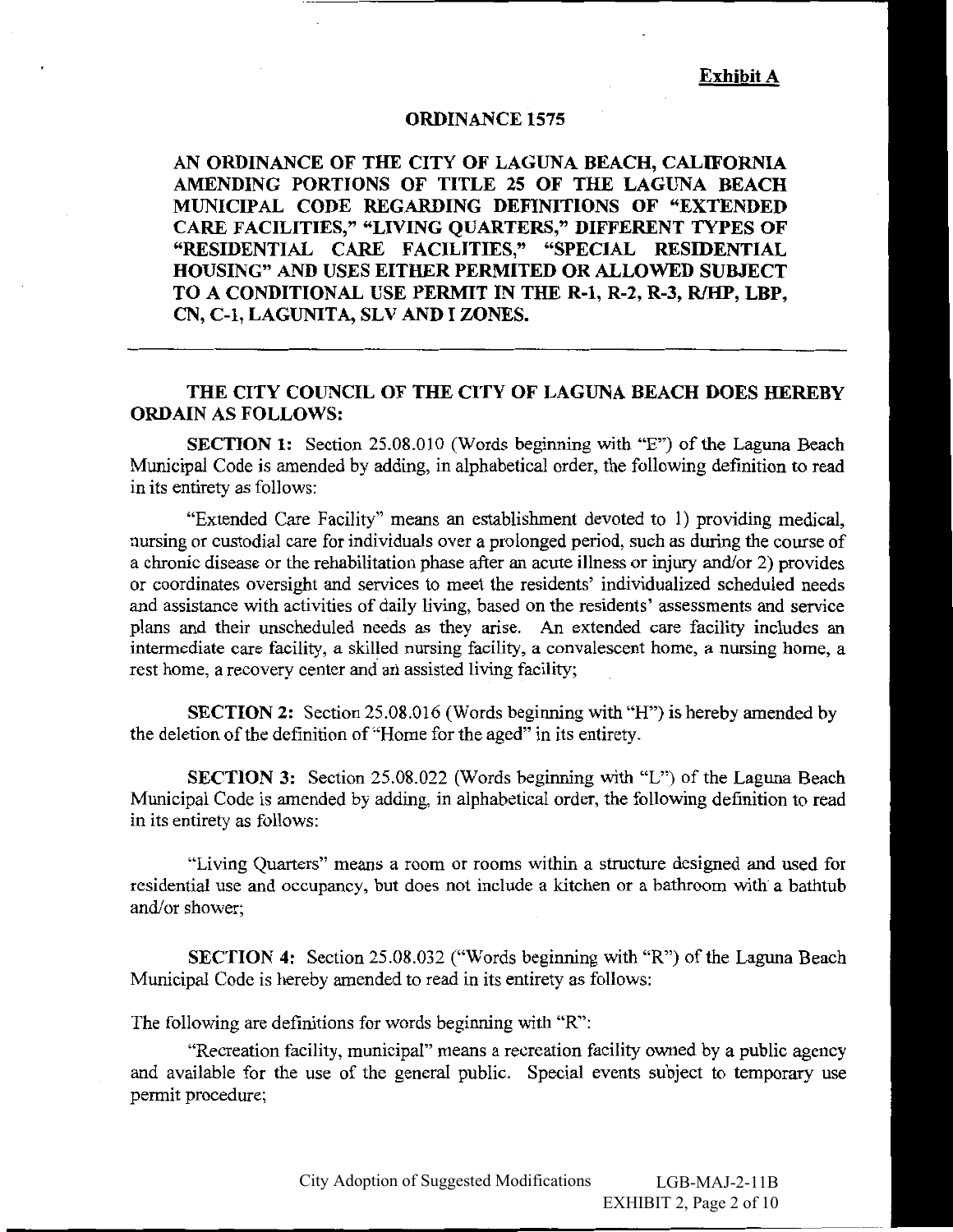**Exhibit A**

# ORDINANCE 1575

**AN ORDINANCE OF THE CITY OF LAGUNA BEACH, CALIFORNIA AMENDING PORTIONS OF TITLE 25 OF THE LAGUNA BEACH MUNICIPAL CODE REGARDING DEFINITIONS OF "EXTENDED CARE FACILITIES," "LIVING QUARTERS," DIFFERENT TYPES OF "RESIDENTIAL CARE FACILITIES," "SPECIAL RESIDENTIAL HOUSING" AND USES EITHER PERMITED OR ALLOWED SUBJECT TO A CONDITIONAL USE PERMIT IN THE R-1, R-2, R-3, R/HP, LBP, CN, C-1, LAGUNITA, SLV AND I ZONES.**

---

**THE CITY COUNCIL OF THE CITY OF LAGUNA BEACH DOES HEREBY ORDAIN AS FOLLOWS:**

**SECTION 1:** Section 25.08.010 (Words beginning with "E") of the Laguna Beach Municipal Code is amended by adding, in alphabetical order, the following definition to read in its entirety as follows:

"Extended Care Facility" means an establishment devoted to 1) providing medical, nursing or custodial care for individuals over a prolonged period, such as during the course of a chronic disease or the rehabilitation phase after an acute illness or injury and/or 2) provides or coordinates oversight and services to meet the residents' individualized scheduled needs and assistance with activities of daily living, based on the residents' assessments and service plans and their unscheduled needs as they arise. An extended care facility includes an intermediate care facility, a skilled nursing facility, a convalescent home, a nursing home, a rest home, a recovery center and an assisted living facility;

**SECTION 2:** Section 25.08.016 (Words beginning with "H") is hereby amended by the deletion of the definition of "Home for the aged" in its entirety.

**SECTION 3:** Section 25.08.022 (Words beginning with "L") of the Laguna Beach Municipal Code is amended by adding, in alphabetical order, the following definition to read in its entirety as follows:

"Living Quarters" means a room or rooms within a structure designed and used for residential use and occupancy, but does not include a kitchen or a bathroom with a bathtub and/or shower;

**SECTION 4:** Section 25.08.032 ("Words beginning with "R") of the Laguna Beach Municipal Code is hereby amended to read in its entirety as follows:

The following are definitions for words beginning with "R":

"Recreation facility, municipal" means a recreation facility owned by a public agency and available for the use of the general public. Special events subject to temporary use permit procedure;

City Adoption of Suggested Modifications LGB-MAJ-2-11B
EXHIBIT 2, Page 2 of 10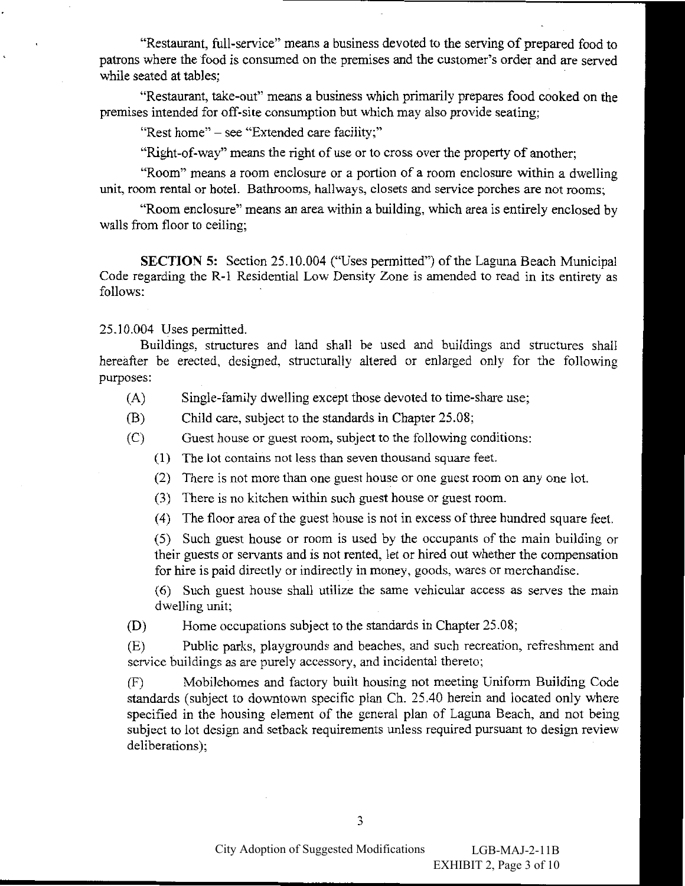"Restaurant, full-service" means a business devoted to the serving of prepared food to patrons where the food is consumed on the premises and the customer's order and are served while seated at tables;

"Restaurant, take-out" means a business which primarily prepares food cooked on the premises intended for off-site consumption but which may also provide seating;

"Rest home" – see "Extended care facility;"

"Right-of-way" means the right of use or to cross over the property of another;

"Room" means a room enclosure or a portion of a room enclosure within a dwelling unit, room rental or hotel. Bathrooms, hallways, closets and service porches are not rooms;

"Room enclosure" means an area within a building, which area is entirely enclosed by walls from floor to ceiling;

**SECTION 5:** Section 25.10.004 ("Uses permitted") of the Laguna Beach Municipal Code regarding the R-1 Residential Low Density Zone is amended to read in its entirety as follows:

25.10.004 Uses permitted.

Buildings, structures and land shall be used and buildings and structures shall hereafter be erected, designed, structurally altered or enlarged only for the following purposes:

(A) Single-family dwelling except those devoted to time-share use;

(B) Child care, subject to the standards in Chapter 25.08;

(C) Guest house or guest room, subject to the following conditions:

(1) The lot contains not less than seven thousand square feet.

(2) There is not more than one guest house or one guest room on any one lot.

(3) There is no kitchen within such guest house or guest room.

(4) The floor area of the guest house is not in excess of three hundred square feet.

(5) Such guest house or room is used by the occupants of the main building or their guests or servants and is not rented, let or hired out whether the compensation for hire is paid directly or indirectly in money, goods, wares or merchandise.

(6) Such guest house shall utilize the same vehicular access as serves the main dwelling unit;

(D) Home occupations subject to the standards in Chapter 25.08;

(E) Public parks, playgrounds and beaches, and such recreation, refreshment and service buildings as are purely accessory, and incidental thereto;

(F) Mobilehomes and factory built housing not meeting Uniform Building Code standards (subject to downtown specific plan Ch. 25.40 herein and located only where specified in the housing element of the general plan of Laguna Beach, and not being subject to lot design and setback requirements unless required pursuant to design review deliberations);

City Adoption of Suggested Modifications LGB-MAJ-2-11B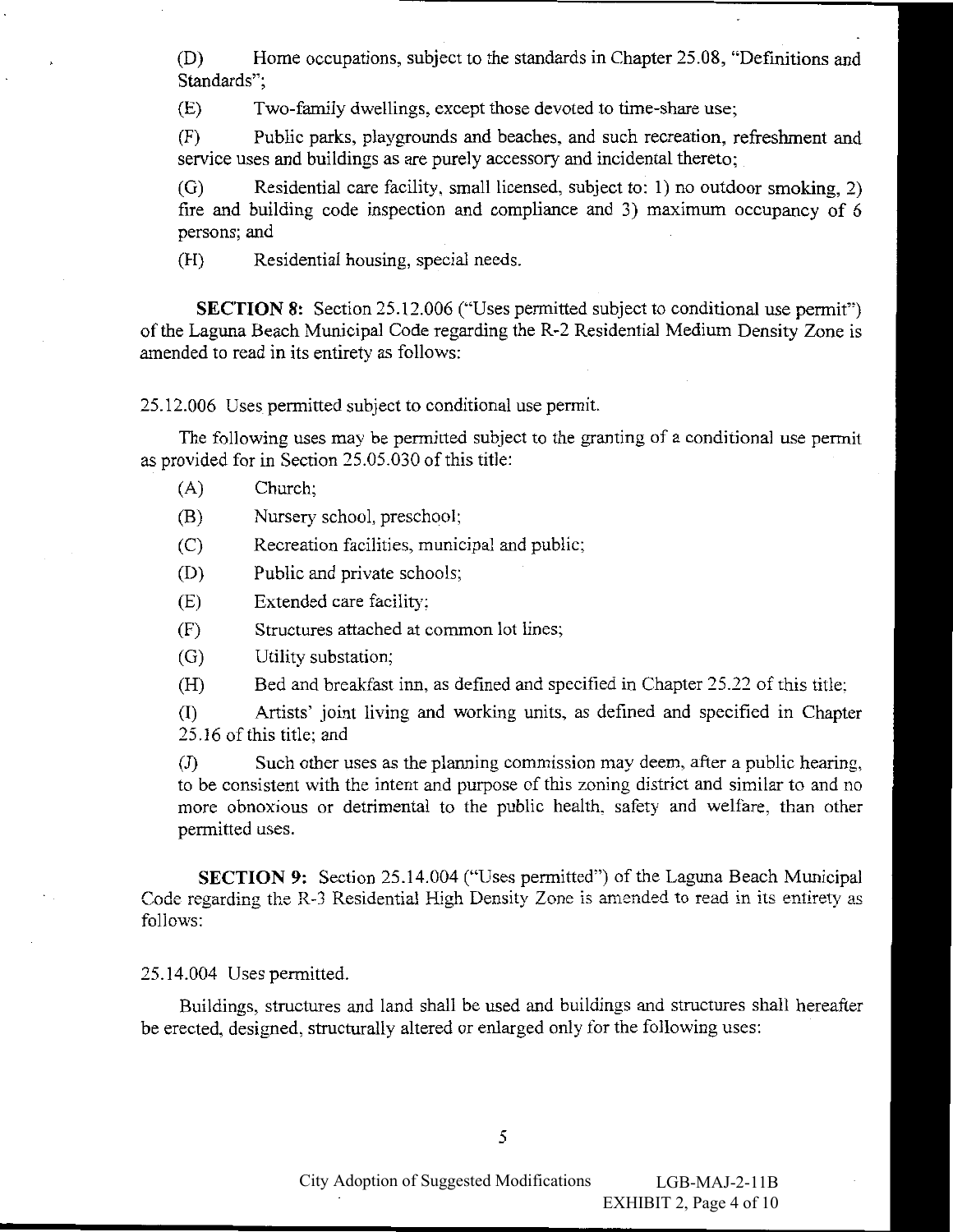(D) Home occupations, subject to the standards in Chapter 25.08, "Definitions and Standards";

(E) Two-family dwellings, except those devoted to time-share use;

(F) Public parks, playgrounds and beaches, and such recreation, refreshment and service uses and buildings as are purely accessory and incidental thereto;

(G) Residential care facility, small licensed, subject to: 1) no outdoor smoking, 2) fire and building code inspection and compliance and 3) maximum occupancy of 6 persons; and

(H) Residential housing, special needs.

**SECTION 8:** Section 25.12.006 ("Uses permitted subject to conditional use permit") of the Laguna Beach Municipal Code regarding the R-2 Residential Medium Density Zone is amended to read in its entirety as follows:

25.12.006 Uses permitted subject to conditional use permit.

The following uses may be permitted subject to the granting of a conditional use permit as provided for in Section 25.05.030 of this title:

(A) Church;

(B) Nursery school, preschool;

(C) Recreation facilities, municipal and public;

(D) Public and private schools;

(E) Extended care facility;

(F) Structures attached at common lot lines;

(G) Utility substation;

(H) Bed and breakfast inn, as defined and specified in Chapter 25.22 of this title;

(I) Artists' joint living and working units, as defined and specified in Chapter 25.16 of this title; and

(J) Such other uses as the planning commission may deem, after a public hearing, to be consistent with the intent and purpose of this zoning district and similar to and no more obnoxious or detrimental to the public health, safety and welfare, than other permitted uses.

**SECTION 9:** Section 25.14.004 ("Uses permitted") of the Laguna Beach Municipal Code regarding the R-3 Residential High Density Zone is amended to read in its entirety as follows:

25.14.004 Uses permitted.

Buildings, structures and land shall be used and buildings and structures shall hereafter be erected, designed, structurally altered or enlarged only for the following uses:

City Adoption of Suggested Modifications LGB-MAJ-2-11B
EXHIBIT 2, Page 4 of 10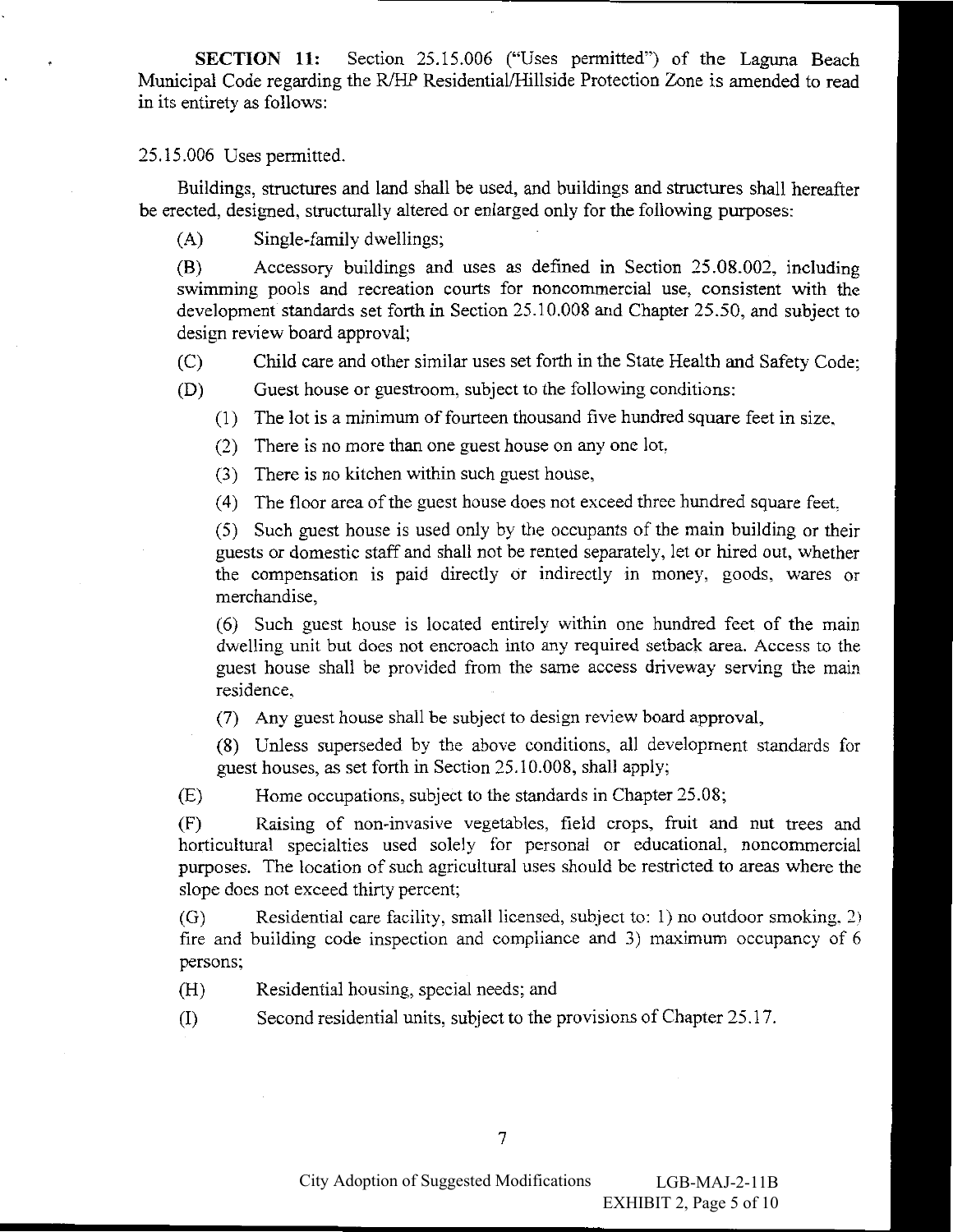**SECTION 11:** Section 25.15.006 ("Uses permitted") of the Laguna Beach Municipal Code regarding the R/HP Residential/Hillside Protection Zone is amended to read in its entirety as follows:

25.15.006 Uses permitted.

Buildings, structures and land shall be used, and buildings and structures shall hereafter be erected, designed, structurally altered or enlarged only for the following purposes:

(A) Single-family dwellings;

(B) Accessory buildings and uses as defined in Section 25.08.002, including swimming pools and recreation courts for noncommercial use, consistent with the development standards set forth in Section 25.10.008 and Chapter 25.50, and subject to design review board approval;

(C) Child care and other similar uses set forth in the State Health and Safety Code;

(D) Guest house or guestroom, subject to the following conditions:

(1) The lot is a minimum of fourteen thousand five hundred square feet in size,

(2) There is no more than one guest house on any one lot,

(3) There is no kitchen within such guest house,

(4) The floor area of the guest house does not exceed three hundred square feet,

(5) Such guest house is used only by the occupants of the main building or their guests or domestic staff and shall not be rented separately, let or hired out, whether the compensation is paid directly or indirectly in money, goods, wares or merchandise,

(6) Such guest house is located entirely within one hundred feet of the main dwelling unit but does not encroach into any required setback area. Access to the guest house shall be provided from the same access driveway serving the main residence,

(7) Any guest house shall be subject to design review board approval,

(8) Unless superseded by the above conditions, all development standards for guest houses, as set forth in Section 25.10.008, shall apply;

(E) Home occupations, subject to the standards in Chapter 25.08;

(F) Raising of non-invasive vegetables, field crops, fruit and nut trees and horticultural specialties used solely for personal or educational, noncommercial purposes. The location of such agricultural uses should be restricted to areas where the slope does not exceed thirty percent;

(G) Residential care facility, small licensed, subject to: 1) no outdoor smoking, 2) fire and building code inspection and compliance and 3) maximum occupancy of 6 persons;

(H) Residential housing, special needs; and

(I) Second residential units, subject to the provisions of Chapter 25.17.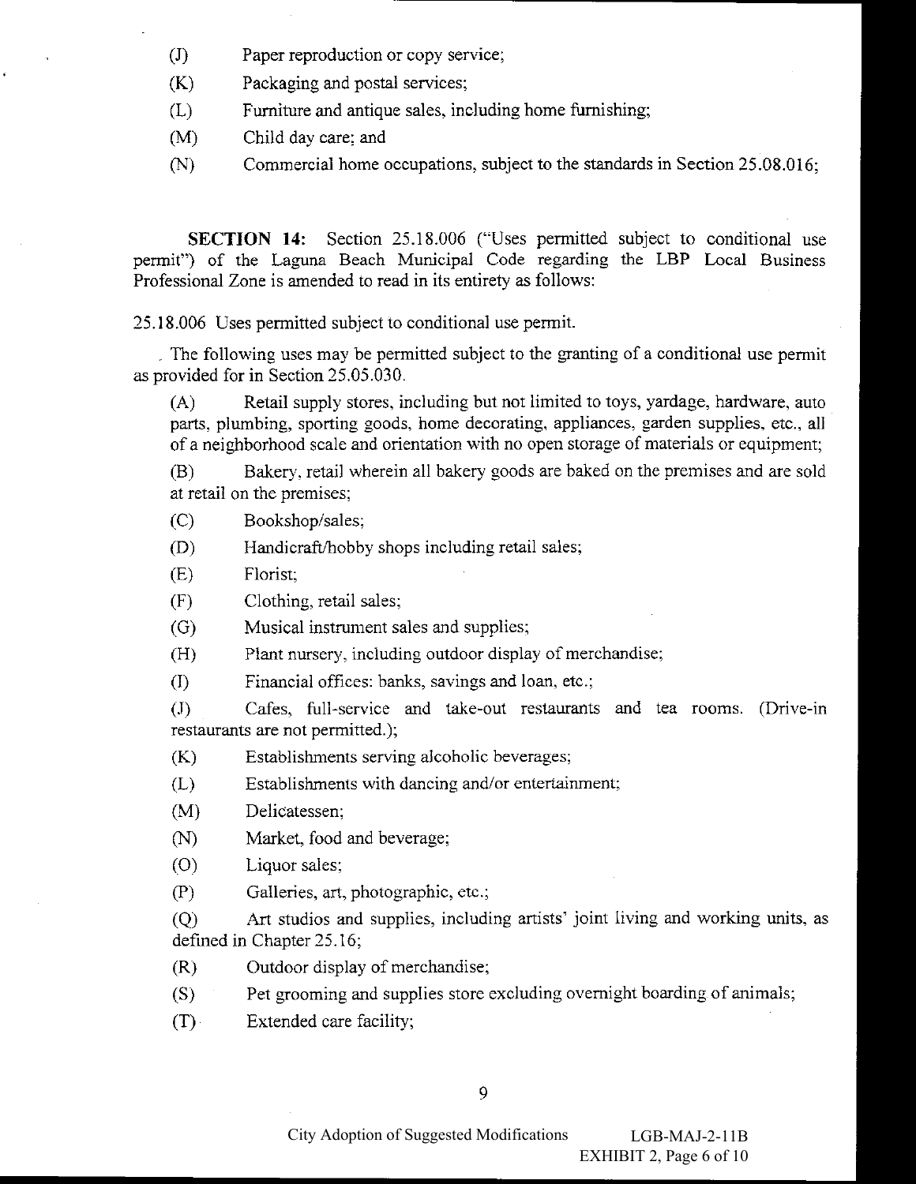(J) Paper reproduction or copy service;

(K) Packaging and postal services;

(L) Furniture and antique sales, including home furnishing;

(M) Child day care; and

(N) Commercial home occupations, subject to the standards in Section 25.08.016;

**SECTION 14:** Section 25.18.006 ("Uses permitted subject to conditional use permit") of the Laguna Beach Municipal Code regarding the LBP Local Business Professional Zone is amended to read in its entirety as follows:

25.18.006 Uses permitted subject to conditional use permit.

The following uses may be permitted subject to the granting of a conditional use permit as provided for in Section 25.05.030.

(A) Retail supply stores, including but not limited to toys, yardage, hardware, auto parts, plumbing, sporting goods, home decorating, appliances, garden supplies, etc., all of a neighborhood scale and orientation with no open storage of materials or equipment;

(B) Bakery, retail wherein all bakery goods are baked on the premises and are sold at retail on the premises;

(C) Bookshop/sales;

(D) Handicraft/hobby shops including retail sales;

(E) Florist;

(F) Clothing, retail sales;

(G) Musical instrument sales and supplies;

(H) Plant nursery, including outdoor display of merchandise;

(I) Financial offices: banks, savings and loan, etc.;

(J) Cafes, full-service and take-out restaurants and tea rooms. (Drive-in restaurants are not permitted.);

(K) Establishments serving alcoholic beverages;

(L) Establishments with dancing and/or entertainment;

(M) Delicatessen;

(N) Market, food and beverage;

(O) Liquor sales;

(P) Galleries, art, photographic, etc.;

(Q) Art studios and supplies, including artists' joint living and working units, as defined in Chapter 25.16;

(R) Outdoor display of merchandise;

(S) Pet grooming and supplies store excluding overnight boarding of animals;

(T) Extended care facility;

City Adoption of Suggested Modifications LGB-MAJ-2-11B

EXHIBIT 2, Page 6 of 10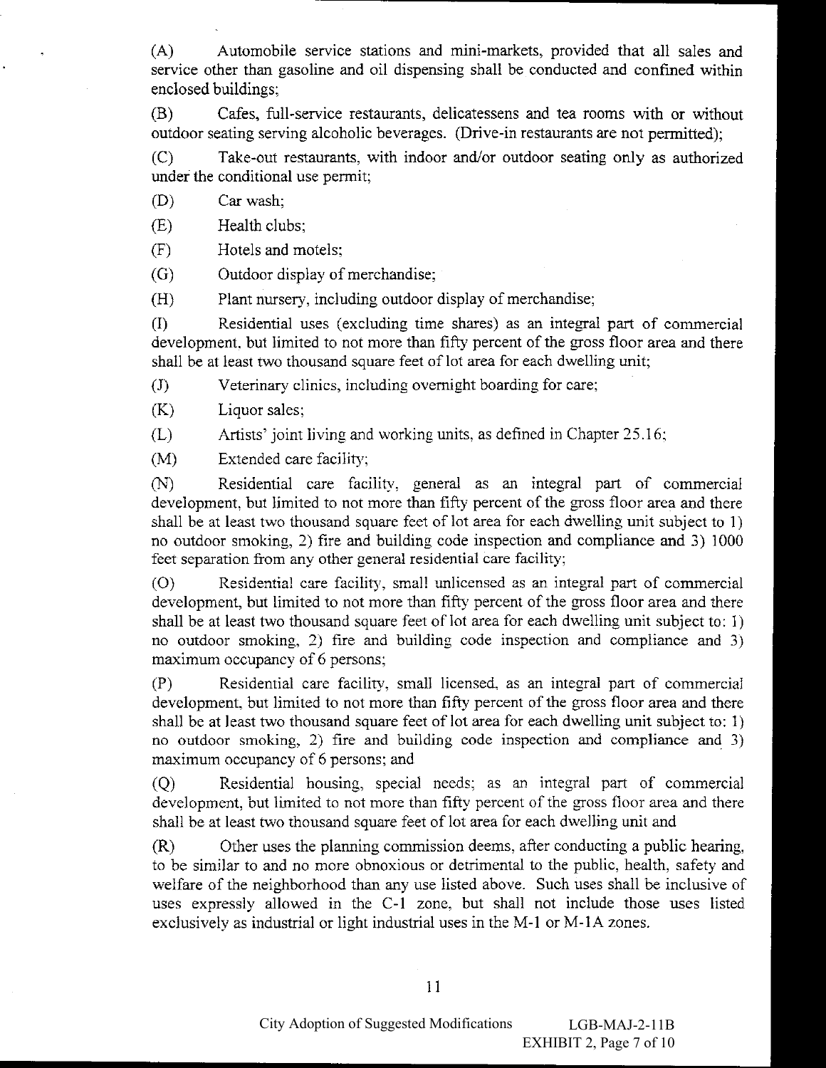(A) Automobile service stations and mini-markets, provided that all sales and service other than gasoline and oil dispensing shall be conducted and confined within enclosed buildings;

(B) Cafes, full-service restaurants, delicatessens and tea rooms with or without outdoor seating serving alcoholic beverages. (Drive-in restaurants are not permitted);

(C) Take-out restaurants, with indoor and/or outdoor seating only as authorized under the conditional use permit;

(D) Car wash;

(E) Health clubs;

(F) Hotels and motels;

(G) Outdoor display of merchandise;

(H) Plant nursery, including outdoor display of merchandise;

(I) Residential uses (excluding time shares) as an integral part of commercial development, but limited to not more than fifty percent of the gross floor area and there shall be at least two thousand square feet of lot area for each dwelling unit;

(J) Veterinary clinics, including overnight boarding for care;

(K) Liquor sales;

(L) Artists' joint living and working units, as defined in Chapter 25.16;

(M) Extended care facility;

(N) Residential care facility, general as an integral part of commercial development, but limited to not more than fifty percent of the gross floor area and there shall be at least two thousand square feet of lot area for each dwelling unit subject to 1) no outdoor smoking, 2) fire and building code inspection and compliance and 3) 1000 feet separation from any other general residential care facility;

(O) Residential care facility, small unlicensed as an integral part of commercial development, but limited to not more than fifty percent of the gross floor area and there shall be at least two thousand square feet of lot area for each dwelling unit subject to: 1) no outdoor smoking, 2) fire and building code inspection and compliance and 3) maximum occupancy of 6 persons;

(P) Residential care facility, small licensed, as an integral part of commercial development, but limited to not more than fifty percent of the gross floor area and there shall be at least two thousand square feet of lot area for each dwelling unit subject to: 1) no outdoor smoking, 2) fire and building code inspection and compliance and 3) maximum occupancy of 6 persons; and

(Q) Residential housing, special needs; as an integral part of commercial development, but limited to not more than fifty percent of the gross floor area and there shall be at least two thousand square feet of lot area for each dwelling unit and

(R) Other uses the planning commission deems, after conducting a public hearing, to be similar to and no more obnoxious or detrimental to the public, health, safety and welfare of the neighborhood than any use listed above. Such uses shall be inclusive of uses expressly allowed in the C-1 zone, but shall not include those uses listed exclusively as industrial or light industrial uses in the M-1 or M-1A zones.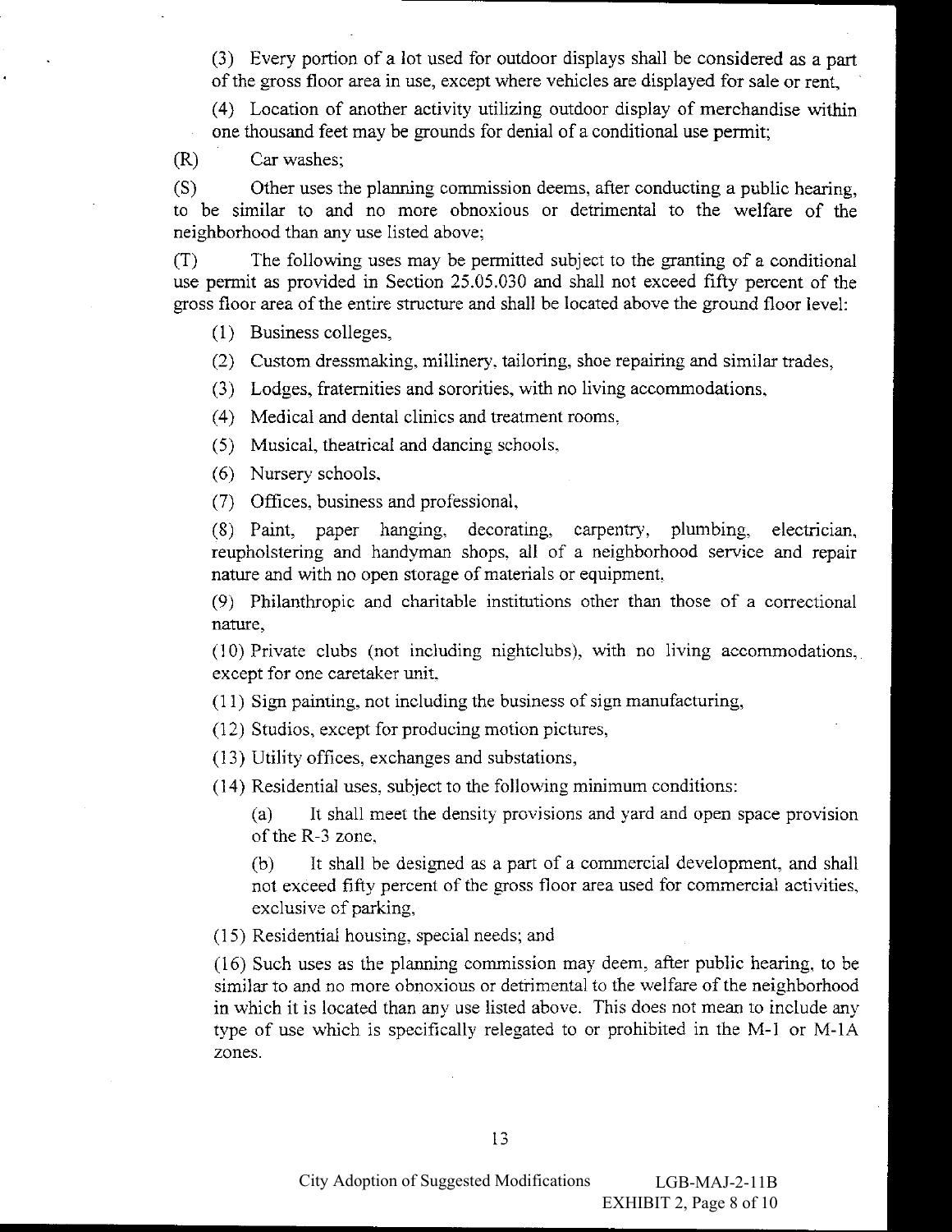(3) Every portion of a lot used for outdoor displays shall be considered as a part of the gross floor area in use, except where vehicles are displayed for sale or rent,

(4) Location of another activity utilizing outdoor display of merchandise within one thousand feet may be grounds for denial of a conditional use permit;

(R) Car washes;

(S) Other uses the planning commission deems, after conducting a public hearing, to be similar to and no more obnoxious or detrimental to the welfare of the neighborhood than any use listed above;

(T) The following uses may be permitted subject to the granting of a conditional use permit as provided in Section 25.05.030 and shall not exceed fifty percent of the gross floor area of the entire structure and shall be located above the ground floor level:

(1) Business colleges,

(2) Custom dressmaking, millinery, tailoring, shoe repairing and similar trades,

(3) Lodges, fraternities and sororities, with no living accommodations,

(4) Medical and dental clinics and treatment rooms,

(5) Musical, theatrical and dancing schools,

(6) Nursery schools,

(7) Offices, business and professional,

(8) Paint, paper hanging, decorating, carpentry, plumbing, electrician, reupholstering and handyman shops, all of a neighborhood service and repair nature and with no open storage of materials or equipment,

(9) Philanthropic and charitable institutions other than those of a correctional nature,

(10) Private clubs (not including nightclubs), with no living accommodations, except for one caretaker unit,

(11) Sign painting, not including the business of sign manufacturing,

(12) Studios, except for producing motion pictures,

(13) Utility offices, exchanges and substations,

(14) Residential uses, subject to the following minimum conditions:

(a) It shall meet the density provisions and yard and open space provision of the R-3 zone,

(b) It shall be designed as a part of a commercial development, and shall not exceed fifty percent of the gross floor area used for commercial activities, exclusive of parking,

(15) Residential housing, special needs; and

(16) Such uses as the planning commission may deem, after public hearing, to be similar to and no more obnoxious or detrimental to the welfare of the neighborhood in which it is located than any use listed above. This does not mean to include any type of use which is specifically relegated to or prohibited in the M-1 or M-1A zones.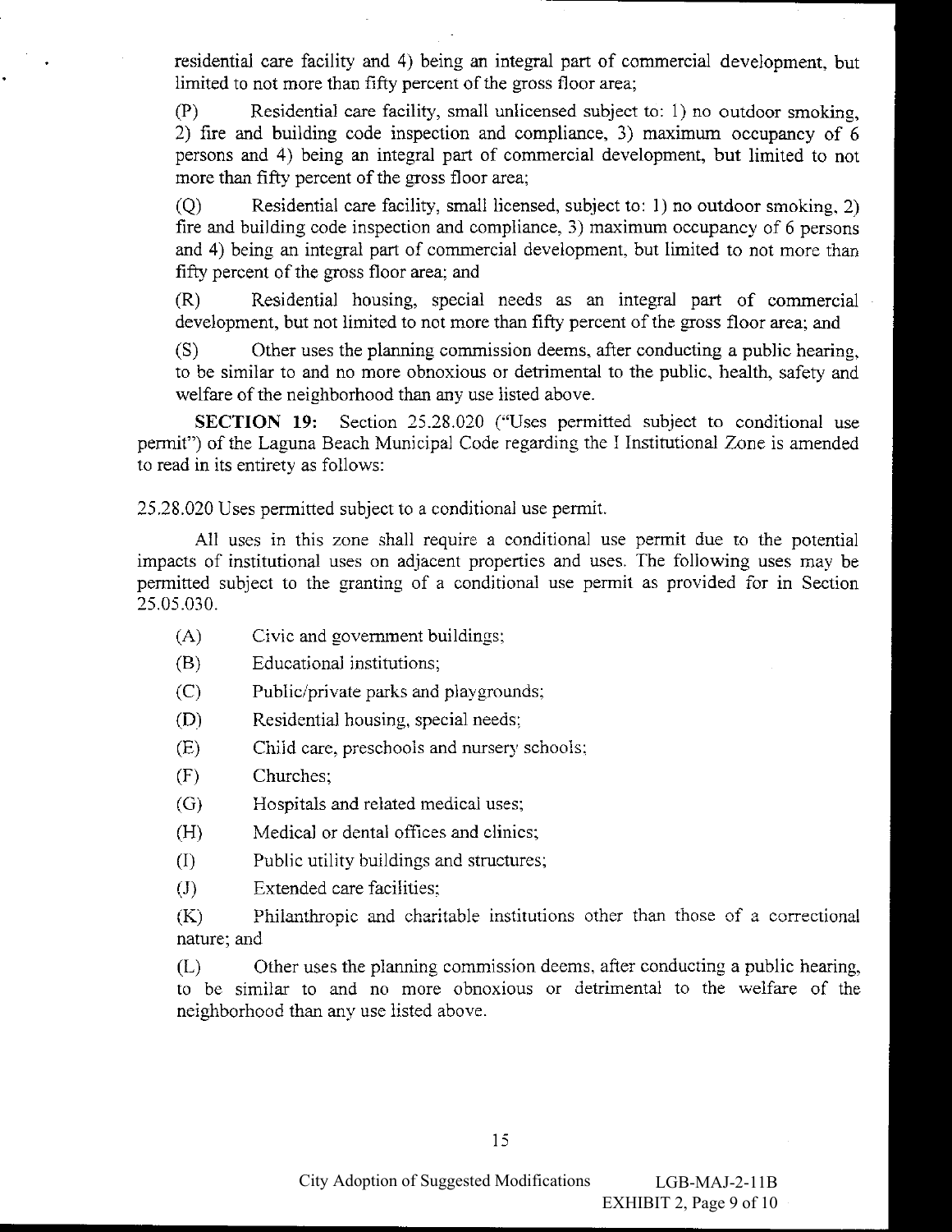residential care facility and 4) being an integral part of commercial development, but limited to not more than fifty percent of the gross floor area;

(P) Residential care facility, small unlicensed subject to: 1) no outdoor smoking, 2) fire and building code inspection and compliance, 3) maximum occupancy of 6 persons and 4) being an integral part of commercial development, but limited to not more than fifty percent of the gross floor area;

(Q) Residential care facility, small licensed, subject to: 1) no outdoor smoking, 2) fire and building code inspection and compliance, 3) maximum occupancy of 6 persons and 4) being an integral part of commercial development, but limited to not more than fifty percent of the gross floor area; and

(R) Residential housing, special needs as an integral part of commercial development, but not limited to not more than fifty percent of the gross floor area; and

(S) Other uses the planning commission deems, after conducting a public hearing, to be similar to and no more obnoxious or detrimental to the public, health, safety and welfare of the neighborhood than any use listed above.

**SECTION 19:** Section 25.28.020 ("Uses permitted subject to conditional use permit") of the Laguna Beach Municipal Code regarding the I Institutional Zone is amended to read in its entirety as follows:

25.28.020 Uses permitted subject to a conditional use permit.

All uses in this zone shall require a conditional use permit due to the potential impacts of institutional uses on adjacent properties and uses. The following uses may be permitted subject to the granting of a conditional use permit as provided for in Section 25.05.030.

(A) Civic and government buildings;

(B) Educational institutions;

(C) Public/private parks and playgrounds;

(D) Residential housing, special needs;

(E) Child care, preschools and nursery schools;

(F) Churches;

(G) Hospitals and related medical uses;

(H) Medical or dental offices and clinics;

(I) Public utility buildings and structures;

(J) Extended care facilities;

(K) Philanthropic and charitable institutions other than those of a correctional nature; and

(L) Other uses the planning commission deems, after conducting a public hearing, to be similar to and no more obnoxious or detrimental to the welfare of the neighborhood than any use listed above.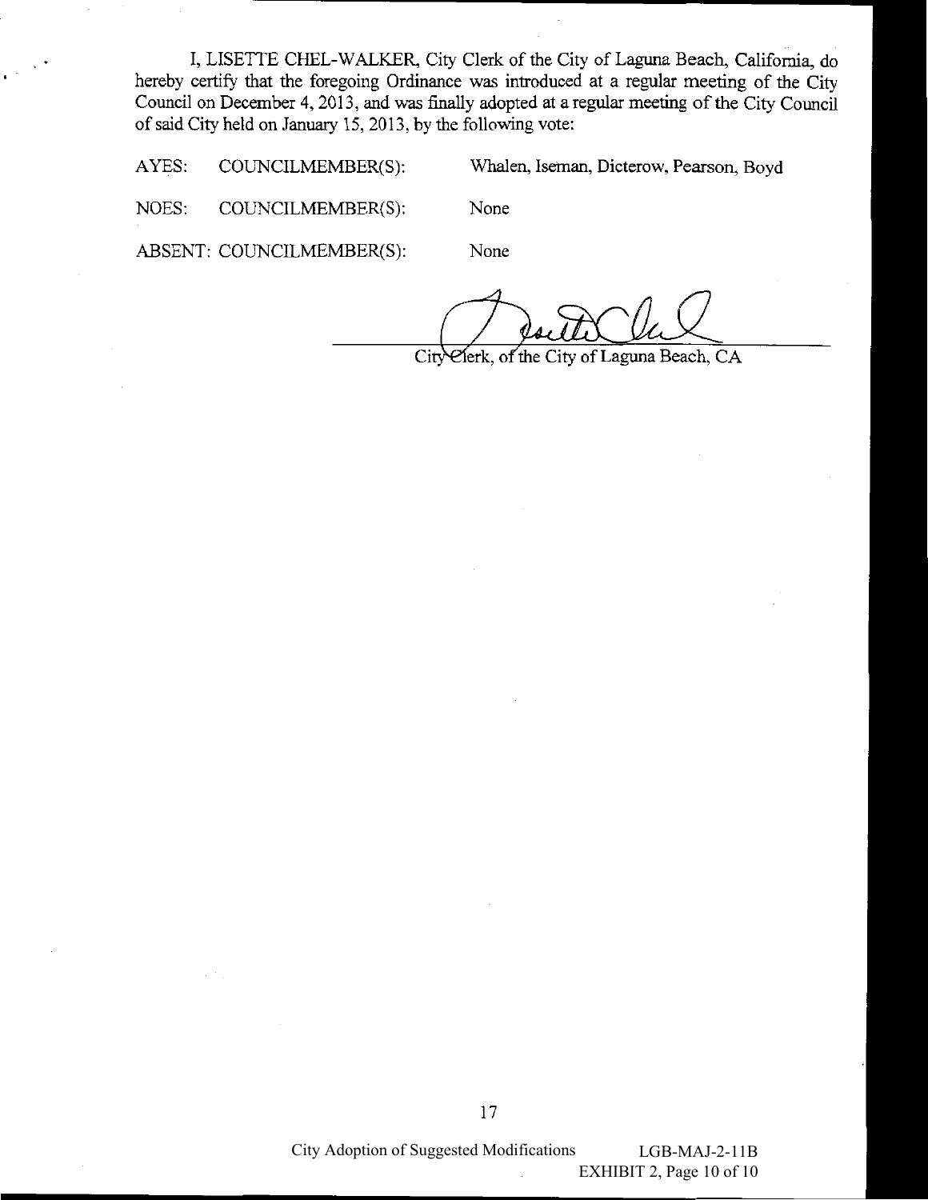I, LISETTE CHEL-WALKER, City Clerk of the City of Laguna Beach, California, do hereby certify that the foregoing Ordinance was introduced at a regular meeting of the City Council on December 4, 2013, and was finally adopted at a regular meeting of the City Council of said City held on January 15, 2013, by the following vote:

| | | |
|---|---|---|
| AYES: | COUNCILMEMBER(S): | Whalen, Iseman, Dicterow, Pearson, Boyd |
| NOES: | COUNCILMEMBER(S): | None |
| ABSENT: | COUNCILMEMBER(S): | None |

City Clerk, of the City of Laguna Beach, CA

City Adoption of Suggested Modifications LGB-MAJ-2-11B
EXHIBIT 2, Page 10 of 10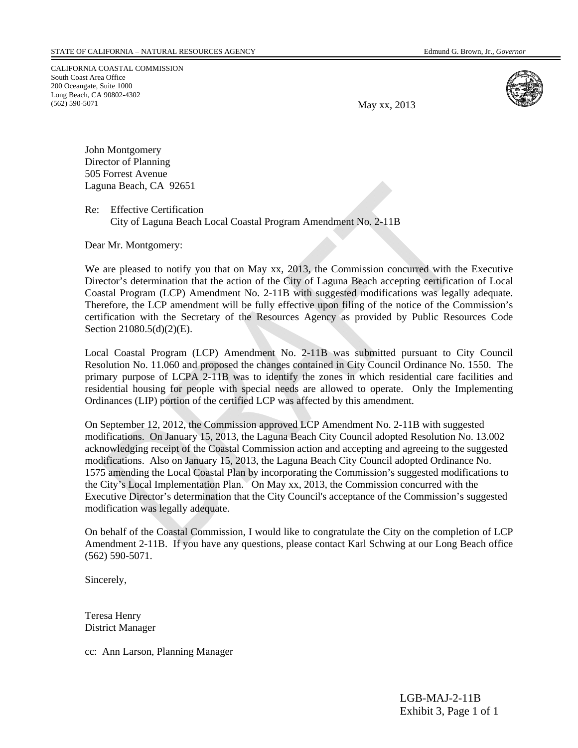STATE OF CALIFORNIA – NATURAL RESOURCES AGENCY Edmund G. Brown, Jr., *Governor*

CALIFORNIA COASTAL COMMISSION
South Coast Area Office
200 Oceangate, Suite 1000
Long Beach, CA 90802-4302
(562) 590-5071

May xx, 2013

John Montgomery
Director of Planning
505 Forrest Avenue
Laguna Beach, CA 92651

Re: Effective Certification
City of Laguna Beach Local Coastal Program Amendment No. 2-11B

Dear Mr. Montgomery:

We are pleased to notify you that on May xx, 2013, the Commission concurred with the Executive Director's determination that the action of the City of Laguna Beach accepting certification of Local Coastal Program (LCP) Amendment No. 2-11B with suggested modifications was legally adequate. Therefore, the LCP amendment will be fully effective upon filing of the notice of the Commission's certification with the Secretary of the Resources Agency as provided by Public Resources Code Section 21080.5(d)(2)(E).

Local Coastal Program (LCP) Amendment No. 2-11B was submitted pursuant to City Council Resolution No. 11.060 and proposed the changes contained in City Council Ordinance No. 1550. The primary purpose of LCPA 2-11B was to identify the zones in which residential care facilities and residential housing for people with special needs are allowed to operate. Only the Implementing Ordinances (LIP) portion of the certified LCP was affected by this amendment.

On September 12, 2012, the Commission approved LCP Amendment No. 2-11B with suggested modifications. On January 15, 2013, the Laguna Beach City Council adopted Resolution No. 13.002 acknowledging receipt of the Coastal Commission action and accepting and agreeing to the suggested modifications. Also on January 15, 2013, the Laguna Beach City Council adopted Ordinance No. 1575 amending the Local Coastal Plan by incorporating the Commission's suggested modifications to the City's Local Implementation Plan. On May xx, 2013, the Commission concurred with the Executive Director's determination that the City Council's acceptance of the Commission's suggested modification was legally adequate.

On behalf of the Coastal Commission, I would like to congratulate the City on the completion of LCP Amendment 2-11B. If you have any questions, please contact Karl Schwing at our Long Beach office (562) 590-5071.

Sincerely,

Teresa Henry
District Manager

cc: Ann Larson, Planning Manager

LGB-MAJ-2-11B
Exhibit 3, Page 1 of 1